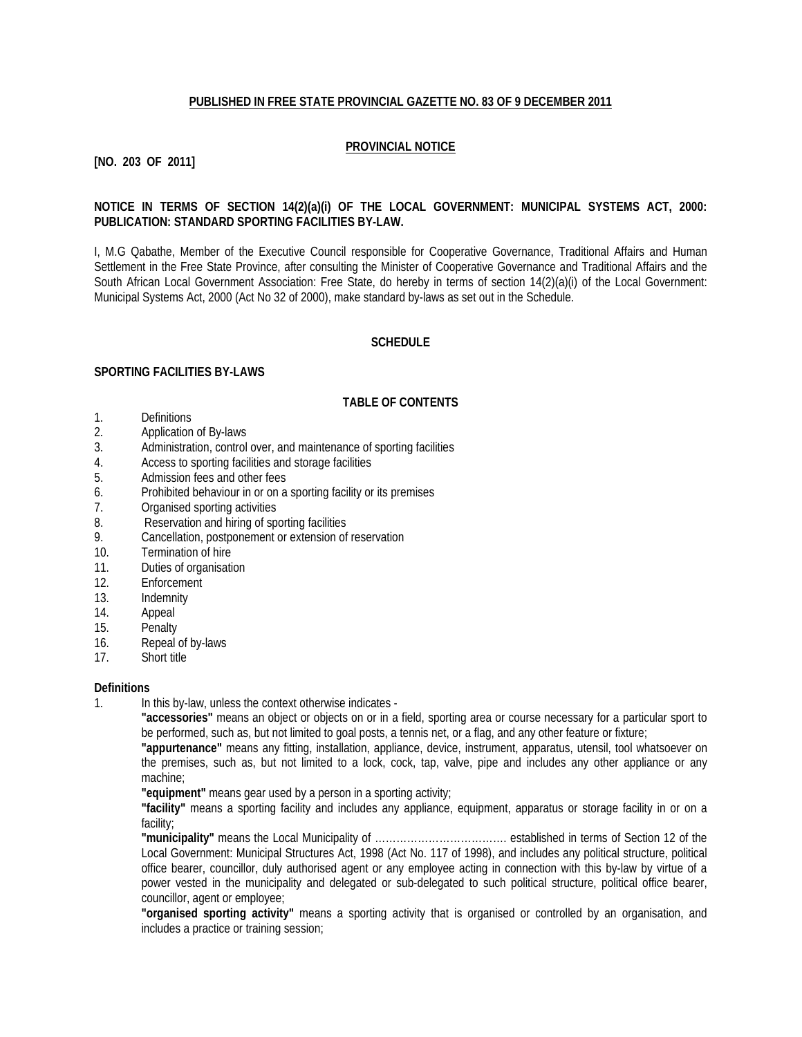**PUBLISHED IN FREE STATE PROVINCIAL GAZETTE NO. 83 OF 9 DECEMBER 2011**

**PROVINCIAL NOTICE**

**[NO. 203 OF 2011]**

**NOTICE IN TERMS OF SECTION 14(2)(a)(i) OF THE LOCAL GOVERNMENT: MUNICIPAL SYSTEMS ACT, 2000: PUBLICATION: STANDARD SPORTING FACILITIES BY-LAW.**

I, M.G Qabathe, Member of the Executive Council responsible for Cooperative Governance, Traditional Affairs and Human Settlement in the Free State Province, after consulting the Minister of Cooperative Governance and Traditional Affairs and the South African Local Government Association: Free State, do hereby in terms of section 14(2)(a)(i) of the Local Government: Municipal Systems Act, 2000 (Act No 32 of 2000), make standard by-laws as set out in the Schedule.

**SCHEDULE**

**SPORTING FACILITIES BY-LAWS**

**TABLE OF CONTENTS**

1. Definitions
2. Application of By-laws
3. Administration, control over, and maintenance of sporting facilities
4. Access to sporting facilities and storage facilities
5. Admission fees and other fees
6. Prohibited behaviour in or on a sporting facility or its premises
7. Organised sporting activities
8. Reservation and hiring of sporting facilities
9. Cancellation, postponement or extension of reservation
10. Termination of hire
11. Duties of organisation
12. Enforcement
13. Indemnity
14. Appeal
15. Penalty
16. Repeal of by-laws
17. Short title

**Definitions**

1. In this by-law, unless the context otherwise indicates -

**"accessories"** means an object or objects on or in a field, sporting area or course necessary for a particular sport to be performed, such as, but not limited to goal posts, a tennis net, or a flag, and any other feature or fixture;

**"appurtenance"** means any fitting, installation, appliance, device, instrument, apparatus, utensil, tool whatsoever on the premises, such as, but not limited to a lock, cock, tap, valve, pipe and includes any other appliance or any machine;

**"equipment"** means gear used by a person in a sporting activity;

**"facility"** means a sporting facility and includes any appliance, equipment, apparatus or storage facility in or on a facility;

**"municipality"** means the Local Municipality of ……………………………… established in terms of Section 12 of the Local Government: Municipal Structures Act, 1998 (Act No. 117 of 1998), and includes any political structure, political office bearer, councillor, duly authorised agent or any employee acting in connection with this by-law by virtue of a power vested in the municipality and delegated or sub-delegated to such political structure, political office bearer, councillor, agent or employee;

**"organised sporting activity"** means a sporting activity that is organised or controlled by an organisation, and includes a practice or training session;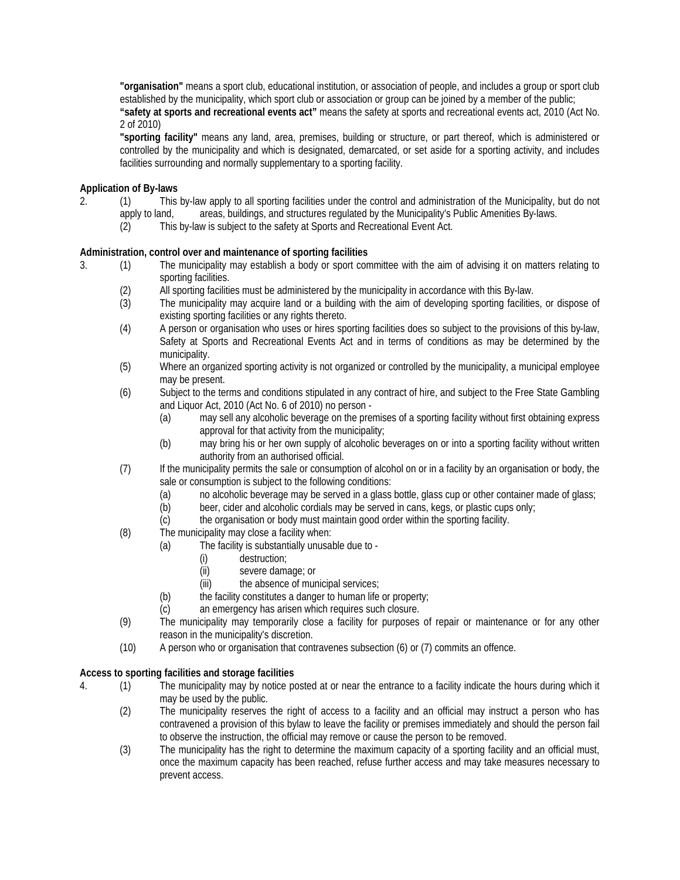**"organisation"** means a sport club, educational institution, or association of people, and includes a group or sport club established by the municipality, which sport club or association or group can be joined by a member of the public;

**"safety at sports and recreational events act"** means the safety at sports and recreational events act, 2010 (Act No. 2 of 2010)

**"sporting facility"** means any land, area, premises, building or structure, or part thereof, which is administered or controlled by the municipality and which is designated, demarcated, or set aside for a sporting activity, and includes facilities surrounding and normally supplementary to a sporting facility.

**Application of By-laws**

2. (1) This by-law apply to all sporting facilities under the control and administration of the Municipality, but do not apply to land, areas, buildings, and structures regulated by the Municipality's Public Amenities By-laws.
   (2) This by-law is subject to the safety at Sports and Recreational Event Act.

**Administration, control over and maintenance of sporting facilities**

3. (1) The municipality may establish a body or sport committee with the aim of advising it on matters relating to sporting facilities.
   (2) All sporting facilities must be administered by the municipality in accordance with this By-law.
   (3) The municipality may acquire land or a building with the aim of developing sporting facilities, or dispose of existing sporting facilities or any rights thereto.
   (4) A person or organisation who uses or hires sporting facilities does so subject to the provisions of this by-law, Safety at Sports and Recreational Events Act and in terms of conditions as may be determined by the municipality.
   (5) Where an organized sporting activity is not organized or controlled by the municipality, a municipal employee may be present.
   (6) Subject to the terms and conditions stipulated in any contract of hire, and subject to the Free State Gambling and Liquor Act, 2010 (Act No. 6 of 2010) no person -
      (a) may sell any alcoholic beverage on the premises of a sporting facility without first obtaining express approval for that activity from the municipality;
      (b) may bring his or her own supply of alcoholic beverages on or into a sporting facility without written authority from an authorised official.
   (7) If the municipality permits the sale or consumption of alcohol on or in a facility by an organisation or body, the sale or consumption is subject to the following conditions:
      (a) no alcoholic beverage may be served in a glass bottle, glass cup or other container made of glass;
      (b) beer, cider and alcoholic cordials may be served in cans, kegs, or plastic cups only;
      (c) the organisation or body must maintain good order within the sporting facility.
   (8) The municipality may close a facility when:
      (a) The facility is substantially unusable due to -
         (i) destruction;
         (ii) severe damage; or
         (iii) the absence of municipal services;
      (b) the facility constitutes a danger to human life or property;
      (c) an emergency has arisen which requires such closure.
   (9) The municipality may temporarily close a facility for purposes of repair or maintenance or for any other reason in the municipality's discretion.
   (10) A person who or organisation that contravenes subsection (6) or (7) commits an offence.

**Access to sporting facilities and storage facilities**

4. (1) The municipality may by notice posted at or near the entrance to a facility indicate the hours during which it may be used by the public.
   (2) The municipality reserves the right of access to a facility and an official may instruct a person who has contravened a provision of this bylaw to leave the facility or premises immediately and should the person fail to observe the instruction, the official may remove or cause the person to be removed.
   (3) The municipality has the right to determine the maximum capacity of a sporting facility and an official must, once the maximum capacity has been reached, refuse further access and may take measures necessary to prevent access.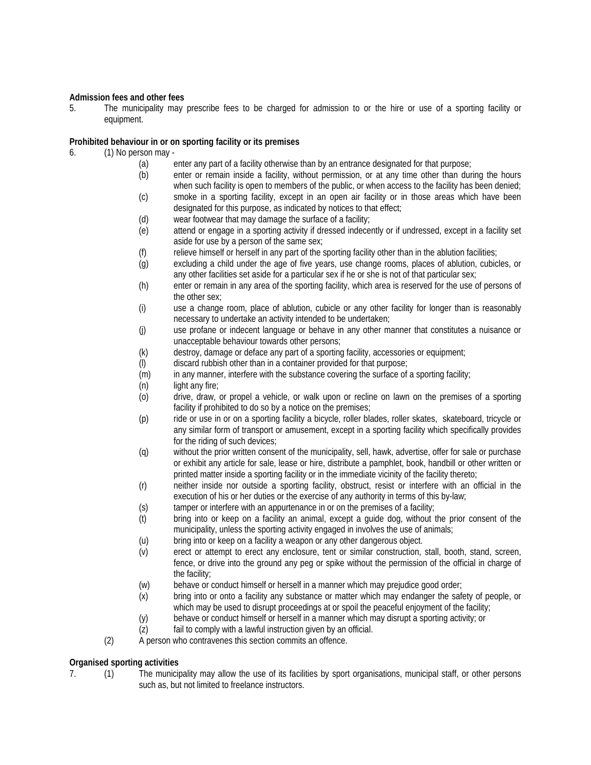**Admission fees and other fees**

5. The municipality may prescribe fees to be charged for admission to or the hire or use of a sporting facility or equipment.

**Prohibited behaviour in or on sporting facility or its premises**

6. (1) No person may -

   (a) enter any part of a facility otherwise than by an entrance designated for that purpose;

   (b) enter or remain inside a facility, without permission, or at any time other than during the hours when such facility is open to members of the public, or when access to the facility has been denied;

   (c) smoke in a sporting facility, except in an open air facility or in those areas which have been designated for this purpose, as indicated by notices to that effect;

   (d) wear footwear that may damage the surface of a facility;

   (e) attend or engage in a sporting activity if dressed indecently or if undressed, except in a facility set aside for use by a person of the same sex;

   (f) relieve himself or herself in any part of the sporting facility other than in the ablution facilities;

   (g) excluding a child under the age of five years, use change rooms, places of ablution, cubicles, or any other facilities set aside for a particular sex if he or she is not of that particular sex;

   (h) enter or remain in any area of the sporting facility, which area is reserved for the use of persons of the other sex;

   (i) use a change room, place of ablution, cubicle or any other facility for longer than is reasonably necessary to undertake an activity intended to be undertaken;

   (j) use profane or indecent language or behave in any other manner that constitutes a nuisance or unacceptable behaviour towards other persons;

   (k) destroy, damage or deface any part of a sporting facility, accessories or equipment;

   (l) discard rubbish other than in a container provided for that purpose;

   (m) in any manner, interfere with the substance covering the surface of a sporting facility;

   (n) light any fire;

   (o) drive, draw, or propel a vehicle, or walk upon or recline on lawn on the premises of a sporting facility if prohibited to do so by a notice on the premises;

   (p) ride or use in or on a sporting facility a bicycle, roller blades, roller skates, skateboard, tricycle or any similar form of transport or amusement, except in a sporting facility which specifically provides for the riding of such devices;

   (q) without the prior written consent of the municipality, sell, hawk, advertise, offer for sale or purchase or exhibit any article for sale, lease or hire, distribute a pamphlet, book, handbill or other written or printed matter inside a sporting facility or in the immediate vicinity of the facility thereto;

   (r) neither inside nor outside a sporting facility, obstruct, resist or interfere with an official in the execution of his or her duties or the exercise of any authority in terms of this by-law;

   (s) tamper or interfere with an appurtenance in or on the premises of a facility;

   (t) bring into or keep on a facility an animal, except a guide dog, without the prior consent of the municipality, unless the sporting activity engaged in involves the use of animals;

   (u) bring into or keep on a facility a weapon or any other dangerous object.

   (v) erect or attempt to erect any enclosure, tent or similar construction, stall, booth, stand, screen, fence, or drive into the ground any peg or spike without the permission of the official in charge of the facility;

   (w) behave or conduct himself or herself in a manner which may prejudice good order;

   (x) bring into or onto a facility any substance or matter which may endanger the safety of people, or which may be used to disrupt proceedings at or spoil the peaceful enjoyment of the facility;

   (y) behave or conduct himself or herself in a manner which may disrupt a sporting activity; or

   (z) fail to comply with a lawful instruction given by an official.

(2) A person who contravenes this section commits an offence.

**Organised sporting activities**

7. (1) The municipality may allow the use of its facilities by sport organisations, municipal staff, or other persons such as, but not limited to freelance instructors.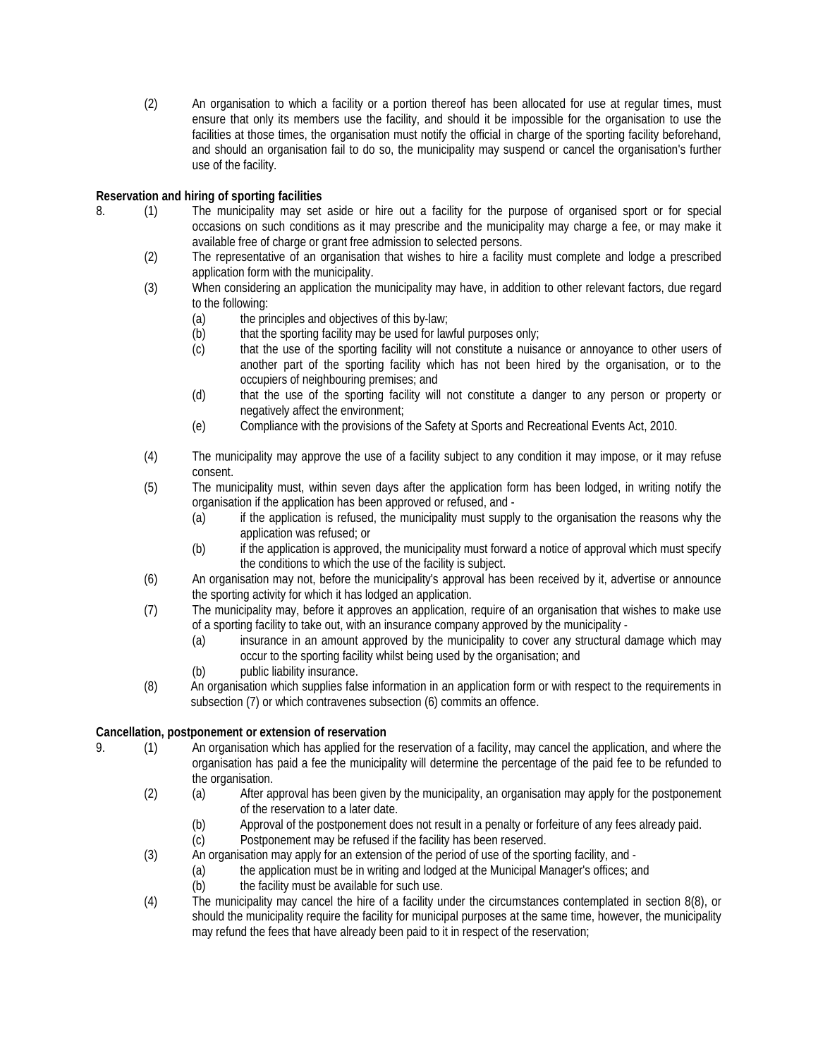(2) An organisation to which a facility or a portion thereof has been allocated for use at regular times, must ensure that only its members use the facility, and should it be impossible for the organisation to use the facilities at those times, the organisation must notify the official in charge of the sporting facility beforehand, and should an organisation fail to do so, the municipality may suspend or cancel the organisation's further use of the facility.

**Reservation and hiring of sporting facilities**

8. (1) The municipality may set aside or hire out a facility for the purpose of organised sport or for special occasions on such conditions as it may prescribe and the municipality may charge a fee, or may make it available free of charge or grant free admission to selected persons.

(2) The representative of an organisation that wishes to hire a facility must complete and lodge a prescribed application form with the municipality.

(3) When considering an application the municipality may have, in addition to other relevant factors, due regard to the following:

- (a) the principles and objectives of this by-law;
- (b) that the sporting facility may be used for lawful purposes only;
- (c) that the use of the sporting facility will not constitute a nuisance or annoyance to other users of another part of the sporting facility which has not been hired by the organisation, or to the occupiers of neighbouring premises; and
- (d) that the use of the sporting facility will not constitute a danger to any person or property or negatively affect the environment;
- (e) Compliance with the provisions of the Safety at Sports and Recreational Events Act, 2010.

(4) The municipality may approve the use of a facility subject to any condition it may impose, or it may refuse consent.

(5) The municipality must, within seven days after the application form has been lodged, in writing notify the organisation if the application has been approved or refused, and -

- (a) if the application is refused, the municipality must supply to the organisation the reasons why the application was refused; or
- (b) if the application is approved, the municipality must forward a notice of approval which must specify the conditions to which the use of the facility is subject.

(6) An organisation may not, before the municipality's approval has been received by it, advertise or announce the sporting activity for which it has lodged an application.

(7) The municipality may, before it approves an application, require of an organisation that wishes to make use of a sporting facility to take out, with an insurance company approved by the municipality -

- (a) insurance in an amount approved by the municipality to cover any structural damage which may occur to the sporting facility whilst being used by the organisation; and
- (b) public liability insurance.

(8) An organisation which supplies false information in an application form or with respect to the requirements in subsection (7) or which contravenes subsection (6) commits an offence.

**Cancellation, postponement or extension of reservation**

9. (1) An organisation which has applied for the reservation of a facility, may cancel the application, and where the organisation has paid a fee the municipality will determine the percentage of the paid fee to be refunded to the organisation.

(2)
- (a) After approval has been given by the municipality, an organisation may apply for the postponement of the reservation to a later date.
- (b) Approval of the postponement does not result in a penalty or forfeiture of any fees already paid.
- (c) Postponement may be refused if the facility has been reserved.

(3) An organisation may apply for an extension of the period of use of the sporting facility, and -

- (a) the application must be in writing and lodged at the Municipal Manager's offices; and
- (b) the facility must be available for such use.

(4) The municipality may cancel the hire of a facility under the circumstances contemplated in section 8(8), or should the municipality require the facility for municipal purposes at the same time, however, the municipality may refund the fees that have already been paid to it in respect of the reservation;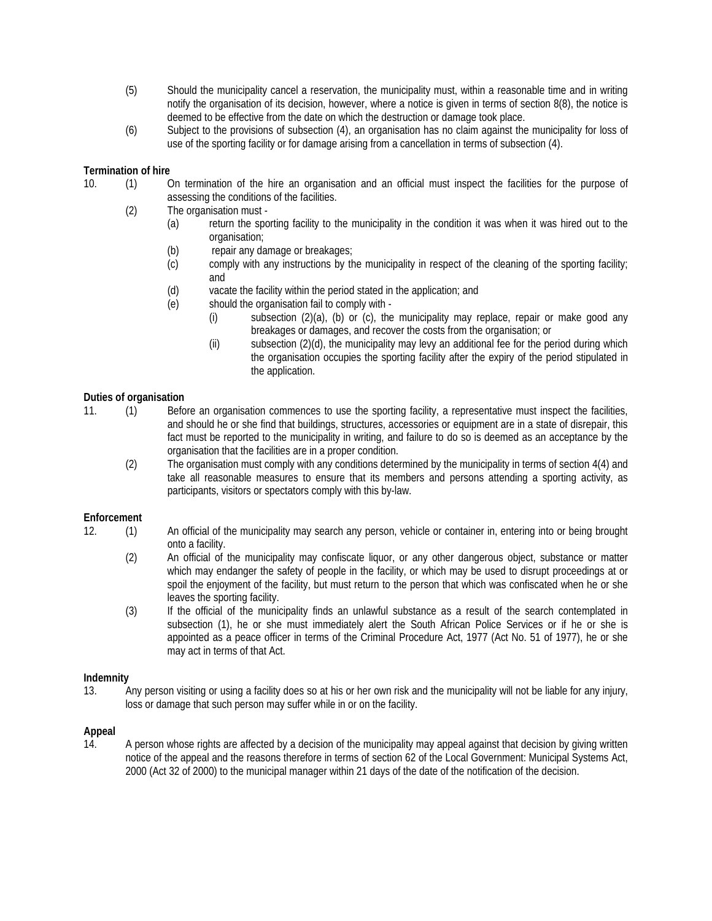(5) Should the municipality cancel a reservation, the municipality must, within a reasonable time and in writing notify the organisation of its decision, however, where a notice is given in terms of section 8(8), the notice is deemed to be effective from the date on which the destruction or damage took place.

(6) Subject to the provisions of subsection (4), an organisation has no claim against the municipality for loss of use of the sporting facility or for damage arising from a cancellation in terms of subsection (4).

**Termination of hire**

10. (1) On termination of the hire an organisation and an official must inspect the facilities for the purpose of assessing the conditions of the facilities.

(2) The organisation must -

(a) return the sporting facility to the municipality in the condition it was when it was hired out to the organisation;

(b) repair any damage or breakages;

(c) comply with any instructions by the municipality in respect of the cleaning of the sporting facility; and

(d) vacate the facility within the period stated in the application; and

(e) should the organisation fail to comply with -

(i) subsection (2)(a), (b) or (c), the municipality may replace, repair or make good any breakages or damages, and recover the costs from the organisation; or

(ii) subsection (2)(d), the municipality may levy an additional fee for the period during which the organisation occupies the sporting facility after the expiry of the period stipulated in the application.

**Duties of organisation**

11. (1) Before an organisation commences to use the sporting facility, a representative must inspect the facilities, and should he or she find that buildings, structures, accessories or equipment are in a state of disrepair, this fact must be reported to the municipality in writing, and failure to do so is deemed as an acceptance by the organisation that the facilities are in a proper condition.

(2) The organisation must comply with any conditions determined by the municipality in terms of section 4(4) and take all reasonable measures to ensure that its members and persons attending a sporting activity, as participants, visitors or spectators comply with this by-law.

**Enforcement**

12. (1) An official of the municipality may search any person, vehicle or container in, entering into or being brought onto a facility.

(2) An official of the municipality may confiscate liquor, or any other dangerous object, substance or matter which may endanger the safety of people in the facility, or which may be used to disrupt proceedings at or spoil the enjoyment of the facility, but must return to the person that which was confiscated when he or she leaves the sporting facility.

(3) If the official of the municipality finds an unlawful substance as a result of the search contemplated in subsection (1), he or she must immediately alert the South African Police Services or if he or she is appointed as a peace officer in terms of the Criminal Procedure Act, 1977 (Act No. 51 of 1977), he or she may act in terms of that Act.

**Indemnity**

13. Any person visiting or using a facility does so at his or her own risk and the municipality will not be liable for any injury, loss or damage that such person may suffer while in or on the facility.

**Appeal**

14. A person whose rights are affected by a decision of the municipality may appeal against that decision by giving written notice of the appeal and the reasons therefore in terms of section 62 of the Local Government: Municipal Systems Act, 2000 (Act 32 of 2000) to the municipal manager within 21 days of the date of the notification of the decision.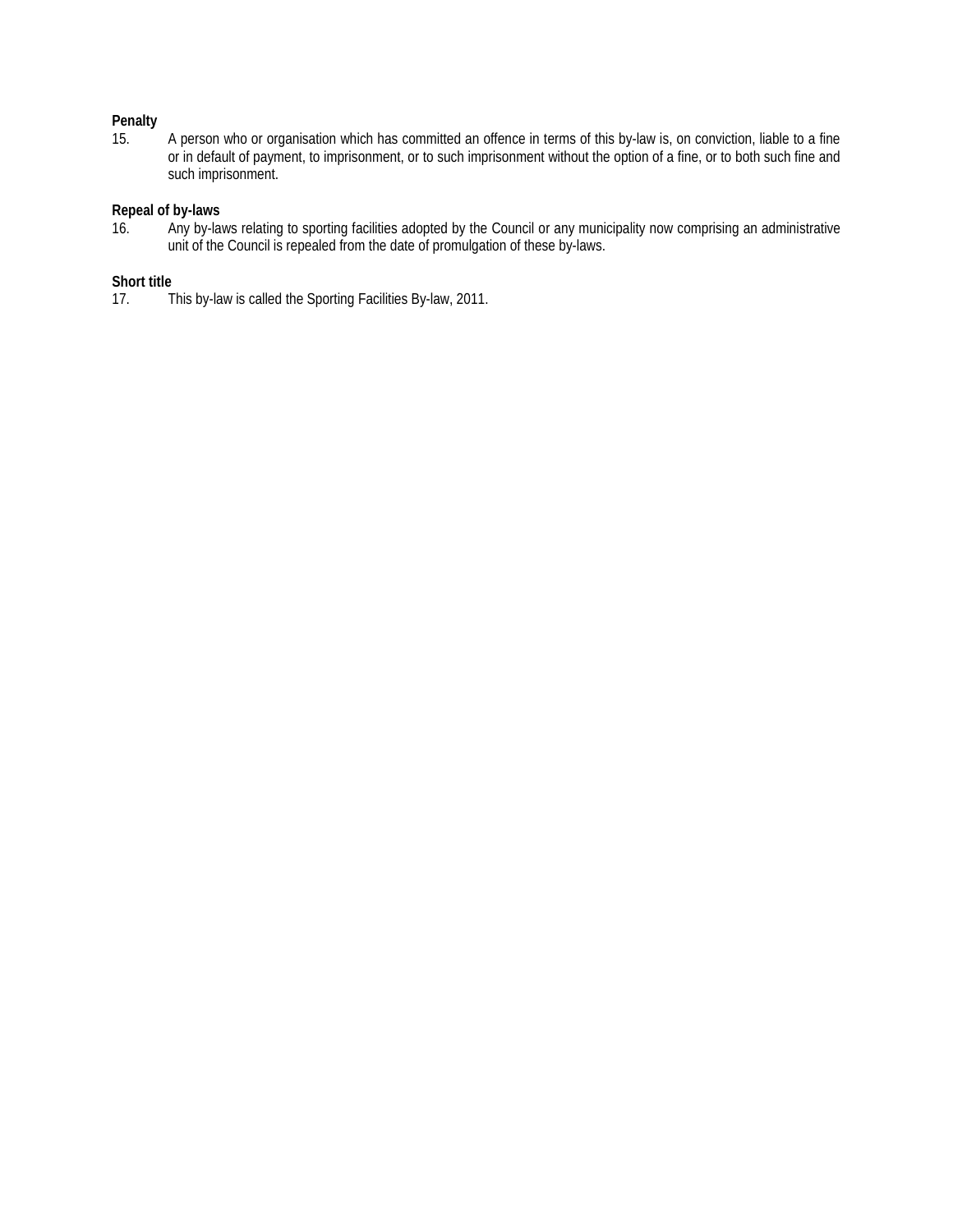**Penalty**

15. A person who or organisation which has committed an offence in terms of this by-law is, on conviction, liable to a fine or in default of payment, to imprisonment, or to such imprisonment without the option of a fine, or to both such fine and such imprisonment.

**Repeal of by-laws**

16. Any by-laws relating to sporting facilities adopted by the Council or any municipality now comprising an administrative unit of the Council is repealed from the date of promulgation of these by-laws.

**Short title**

17. This by-law is called the Sporting Facilities By-law, 2011.